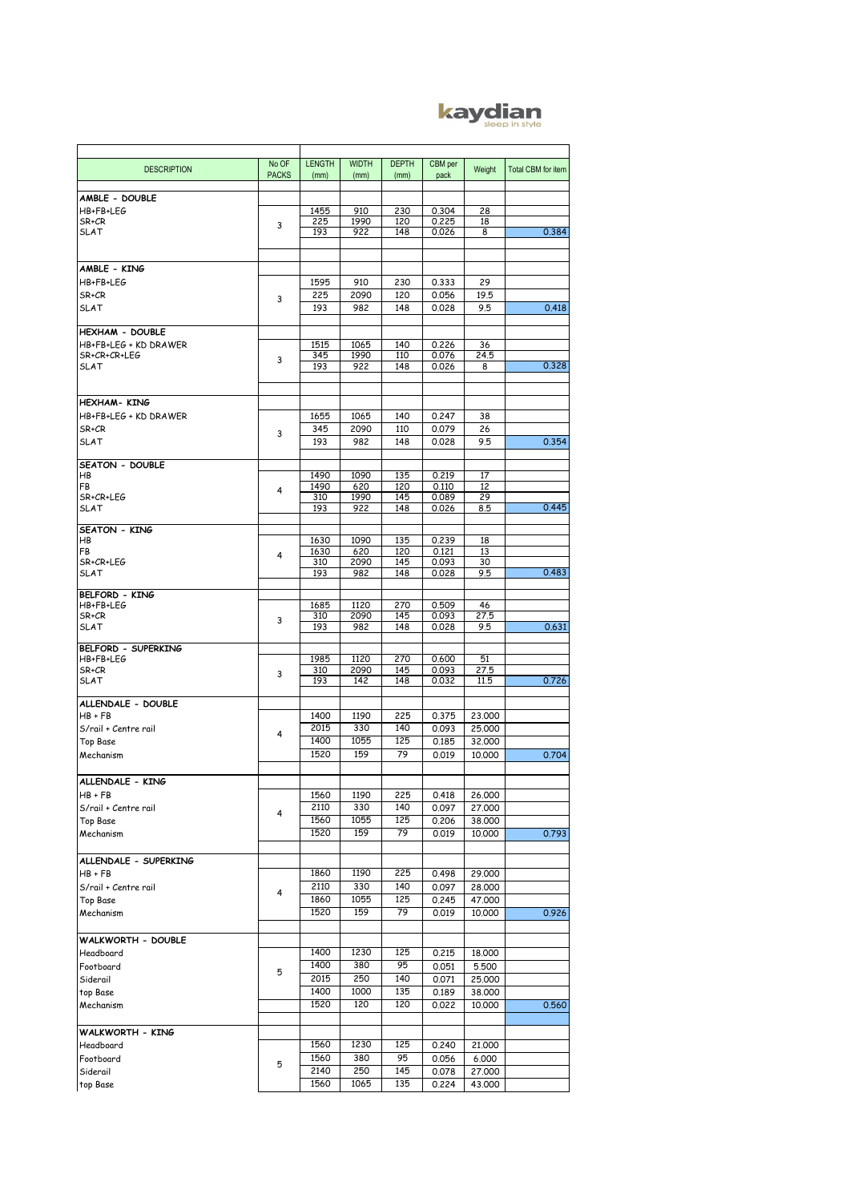kaydian
sleep in style

| DESCRIPTION | No OF PACKS | LENGTH (mm) | WIDTH (mm) | DEPTH (mm) | CBM per pack | Weight | Total CBM for item |
|---|---|---|---|---|---|---|---|
| **AMBLE - DOUBLE** | | | | | | | |
| HB+FB+LEG | 3 | 1455 | 910 | 230 | 0.304 | 28 | |
| SR+CR | | 225 | 1990 | 120 | 0.225 | 18 | |
| SLAT | | 193 | 922 | 148 | 0.026 | 8 | 0.384 |
| | | | | | | | |
| **AMBLE - KING** | | | | | | | |
| HB+FB+LEG | 3 | 1595 | 910 | 230 | 0.333 | 29 | |
| SR+CR | | 225 | 2090 | 120 | 0.056 | 19.5 | |
| SLAT | | 193 | 982 | 148 | 0.028 | 9.5 | 0.418 |
| **HEXHAM - DOUBLE** | | | | | | | |
| HB+FB+LEG + KD DRAWER | 3 | 1515 | 1065 | 140 | 0.226 | 36 | |
| SR+CR+CR+LEG | | 345 | 1990 | 110 | 0.076 | 24.5 | |
| SLAT | | 193 | 922 | 148 | 0.026 | 8 | 0.328 |
| | | | | | | | |
| **HEXHAM- KING** | | | | | | | |
| HB+FB+LEG + KD DRAWER | 3 | 1655 | 1065 | 140 | 0.247 | 38 | |
| SR+CR | | 345 | 2090 | 110 | 0.079 | 26 | |
| SLAT | | 193 | 982 | 148 | 0.028 | 9.5 | 0.354 |
| **SEATON - DOUBLE** | | | | | | | |
| HB | 4 | 1490 | 1090 | 135 | 0.219 | 17 | |
| FB | | 1490 | 620 | 120 | 0.110 | 12 | |
| SR+CR+LEG | | 310 | 1990 | 145 | 0.089 | 29 | |
| SLAT | | 193 | 922 | 148 | 0.026 | 8.5 | 0.445 |
| **SEATON - KING** | | | | | | | |
| HB | 4 | 1630 | 1090 | 135 | 0.239 | 18 | |
| FB | | 1630 | 620 | 120 | 0.121 | 13 | |
| SR+CR+LEG | | 310 | 2090 | 145 | 0.093 | 30 | |
| SLAT | | 193 | 982 | 148 | 0.028 | 9.5 | 0.483 |
| **BELFORD - KING** | | | | | | | |
| HB+FB+LEG | 3 | 1685 | 1120 | 270 | 0.509 | 46 | |
| SR+CR | | 310 | 2090 | 145 | 0.093 | 27.5 | |
| SLAT | | 193 | 982 | 148 | 0.028 | 9.5 | 0.631 |
| **BELFORD - SUPERKING** | | | | | | | |
| HB+FB+LEG | 3 | 1985 | 1120 | 270 | 0.600 | 51 | |
| SR+CR | | 310 | 2090 | 145 | 0.093 | 27.5 | |
| SLAT | | 193 | 142 | 148 | 0.032 | 11.5 | 0.726 |
| **ALLENDALE - DOUBLE** | | | | | | | |
| HB + FB | 4 | 1400 | 1190 | 225 | 0.375 | 23.000 | |
| S/rail + Centre rail | | 2015 | 330 | 140 | 0.093 | 25.000 | |
| Top Base | | 1400 | 1055 | 125 | 0.185 | 32.000 | |
| Mechanism | | 1520 | 159 | 79 | 0.019 | 10.000 | 0.704 |
| **ALLENDALE - KING** | | | | | | | |
| HB + FB | 4 | 1560 | 1190 | 225 | 0.418 | 26.000 | |
| S/rail + Centre rail | | 2110 | 330 | 140 | 0.097 | 27.000 | |
| Top Base | | 1560 | 1055 | 125 | 0.206 | 38.000 | |
| Mechanism | | 1520 | 159 | 79 | 0.019 | 10.000 | 0.793 |
| **ALLENDALE - SUPERKING** | | | | | | | |
| HB + FB | 4 | 1860 | 1190 | 225 | 0.498 | 29.000 | |
| S/rail + Centre rail | | 2110 | 330 | 140 | 0.097 | 28.000 | |
| Top Base | | 1860 | 1055 | 125 | 0.245 | 47.000 | |
| Mechanism | | 1520 | 159 | 79 | 0.019 | 10.000 | 0.926 |
| **WALKWORTH - DOUBLE** | | | | | | | |
| Headboard | 5 | 1400 | 1230 | 125 | 0.215 | 18.000 | |
| Footboard | | 1400 | 380 | 95 | 0.051 | 5.500 | |
| Siderail | | 2015 | 250 | 140 | 0.071 | 25.000 | |
| top Base | | 1400 | 1000 | 135 | 0.189 | 38.000 | |
| Mechanism | | 1520 | 120 | 120 | 0.022 | 10.000 | 0.560 |
| **WALKWORTH - KING** | | | | | | | |
| Headboard | 5 | 1560 | 1230 | 125 | 0.240 | 21.000 | |
| Footboard | | 1560 | 380 | 95 | 0.056 | 6.000 | |
| Siderail | | 2140 | 250 | 145 | 0.078 | 27.000 | |
| top Base | | 1560 | 1065 | 135 | 0.224 | 43.000 | |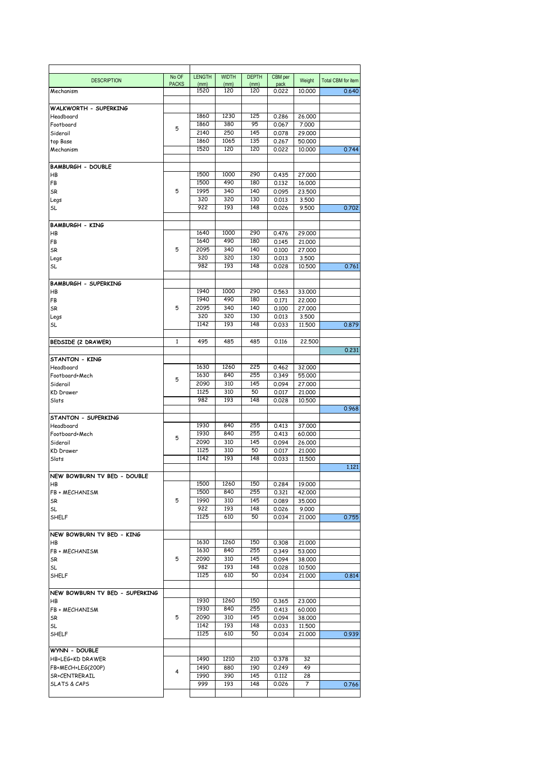| DESCRIPTION | No OF PACKS | LENGTH (mm) | WIDTH (mm) | DEPTH (mm) | CBM per pack | Weight | Total CBM for item |
|---|---|---|---|---|---|---|---|
| Mechanism | | 1520 | 120 | 120 | 0.022 | 10.000 | 0.640 |
| | | | | | | | |
| **WALKWORTH - SUPERKING** | | | | | | | |
| Headboard | 5 | 1860 | 1230 | 125 | 0.286 | 26.000 | |
| Footboard | | 1860 | 380 | 95 | 0.067 | 7.000 | |
| Siderail | | 2140 | 250 | 145 | 0.078 | 29.000 | |
| top Base | | 1860 | 1065 | 135 | 0.267 | 50.000 | |
| Mechanism | | 1520 | 120 | 120 | 0.022 | 10.000 | 0.744 |
| | | | | | | | |
| **BAMBURGH - DOUBLE** | | | | | | | |
| HB | 5 | 1500 | 1000 | 290 | 0.435 | 27.000 | |
| FB | | 1500 | 490 | 180 | 0.132 | 16.000 | |
| SR | | 1995 | 340 | 140 | 0.095 | 23.500 | |
| Legs | | 320 | 320 | 130 | 0.013 | 3.500 | |
| SL | | 922 | 193 | 148 | 0.026 | 9.500 | 0.702 |
| | | | | | | | |
| **BAMBURGH - KING** | | | | | | | |
| HB | 5 | 1640 | 1000 | 290 | 0.476 | 29.000 | |
| FB | | 1640 | 490 | 180 | 0.145 | 21.000 | |
| SR | | 2095 | 340 | 140 | 0.100 | 27.000 | |
| Legs | | 320 | 320 | 130 | 0.013 | 3.500 | |
| SL | | 982 | 193 | 148 | 0.028 | 10.500 | 0.761 |
| | | | | | | | |
| **BAMBURGH - SUPERKING** | | | | | | | |
| HB | 5 | 1940 | 1000 | 290 | 0.563 | 33.000 | |
| FB | | 1940 | 490 | 180 | 0.171 | 22.000 | |
| SR | | 2095 | 340 | 140 | 0.100 | 27.000 | |
| Legs | | 320 | 320 | 130 | 0.013 | 3.500 | |
| SL | | 1142 | 193 | 148 | 0.033 | 11.500 | 0.879 |
| | | | | | | | |
| **BEDSIDE (2 DRAWER)** | 1 | 495 | 485 | 485 | 0.116 | 22.500 | |
| | | | | | | | 0.231 |
| **STANTON - KING** | | | | | | | |
| Headboard | 5 | 1630 | 1260 | 225 | 0.462 | 32.000 | |
| Footboard+Mech | | 1630 | 840 | 255 | 0.349 | 55.000 | |
| Siderail | | 2090 | 310 | 145 | 0.094 | 27.000 | |
| KD Drawer | | 1125 | 310 | 50 | 0.017 | 21.000 | |
| Slats | | 982 | 193 | 148 | 0.028 | 10.500 | |
| | | | | | | | 0.968 |
| **STANTON - SUPERKING** | | | | | | | |
| Headboard | 5 | 1930 | 840 | 255 | 0.413 | 37.000 | |
| Footboard+Mech | | 1930 | 840 | 255 | 0.413 | 60.000 | |
| Siderail | | 2090 | 310 | 145 | 0.094 | 26.000 | |
| KD Drawer | | 1125 | 310 | 50 | 0.017 | 21.000 | |
| Slats | | 1142 | 193 | 148 | 0.033 | 11.500 | |
| | | | | | | | 1.121 |
| **NEW BOWBURN TV BED - DOUBLE** | | | | | | | |
| HB | 5 | 1500 | 1260 | 150 | 0.284 | 19.000 | |
| FB + MECHANISM | | 1500 | 840 | 255 | 0.321 | 42.000 | |
| SR | | 1990 | 310 | 145 | 0.089 | 35.000 | |
| SL | | 922 | 193 | 148 | 0.026 | 9.000 | |
| SHELF | | 1125 | 610 | 50 | 0.034 | 21.000 | 0.755 |
| | | | | | | | |
| **NEW BOWBURN TV BED - KING** | | | | | | | |
| HB | 5 | 1630 | 1260 | 150 | 0.308 | 21.000 | |
| FB + MECHANISM | | 1630 | 840 | 255 | 0.349 | 53.000 | |
| SR | | 2090 | 310 | 145 | 0.094 | 38.000 | |
| SL | | 982 | 193 | 148 | 0.028 | 10.500 | |
| SHELF | | 1125 | 610 | 50 | 0.034 | 21.000 | 0.814 |
| | | | | | | | |
| **NEW BOWBURN TV BED - SUPERKING** | | | | | | | |
| HB | 5 | 1930 | 1260 | 150 | 0.365 | 23.000 | |
| FB + MECHANISM | | 1930 | 840 | 255 | 0.413 | 60.000 | |
| SR | | 2090 | 310 | 145 | 0.094 | 38.000 | |
| SL | | 1142 | 193 | 148 | 0.033 | 11.500 | |
| SHELF | | 1125 | 610 | 50 | 0.034 | 21.000 | 0.939 |
| | | | | | | | |
| **WYNN - DOUBLE** | | | | | | | |
| HB+LEG+KD DRAWER | 4 | 1490 | 1210 | 210 | 0.378 | 32 | |
| FB+MECH+LEG(200P) | | 1490 | 880 | 190 | 0.249 | 49 | |
| SR+CENTRERAIL | | 1990 | 390 | 145 | 0.112 | 28 | |
| SLATS & CAPS | | 999 | 193 | 148 | 0.026 | 7 | 0.766 |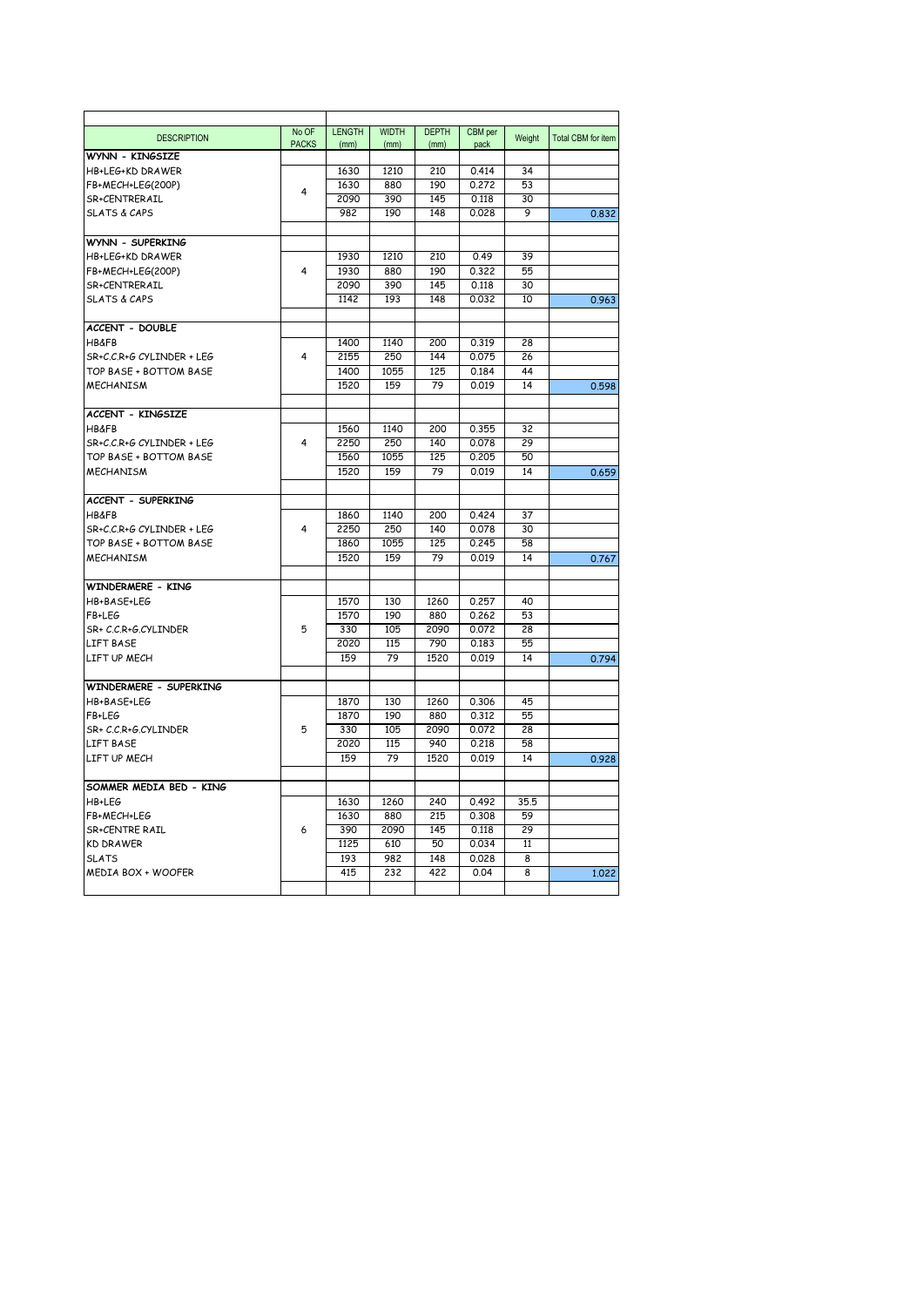| DESCRIPTION | No OF PACKS | LENGTH (mm) | WIDTH (mm) | DEPTH (mm) | CBM per pack | Weight | Total CBM for item |
|---|---|---|---|---|---|---|---|
| **WYNN - KINGSIZE** | | | | | | | |
| HB+LEG+KD DRAWER | 4 | 1630 | 1210 | 210 | 0.414 | 34 | |
| FB+MECH+LEG(200P) | | 1630 | 880 | 190 | 0.272 | 53 | |
| SR+CENTRERAIL | | 2090 | 390 | 145 | 0.118 | 30 | |
| SLATS & CAPS | | 982 | 190 | 148 | 0.028 | 9 | 0.832 |
| | | | | | | | |
| **WYNN - SUPERKING** | | | | | | | |
| HB+LEG+KD DRAWER | 4 | 1930 | 1210 | 210 | 0.49 | 39 | |
| FB+MECH+LEG(200P) | | 1930 | 880 | 190 | 0.322 | 55 | |
| SR+CENTRERAIL | | 2090 | 390 | 145 | 0.118 | 30 | |
| SLATS & CAPS | | 1142 | 193 | 148 | 0.032 | 10 | 0.963 |
| | | | | | | | |
| **ACCENT - DOUBLE** | | | | | | | |
| HB&FB | 4 | 1400 | 1140 | 200 | 0.319 | 28 | |
| SR+C.C.R+G CYLINDER + LEG | | 2155 | 250 | 144 | 0.075 | 26 | |
| TOP BASE + BOTTOM BASE | | 1400 | 1055 | 125 | 0.184 | 44 | |
| MECHANISM | | 1520 | 159 | 79 | 0.019 | 14 | 0.598 |
| | | | | | | | |
| **ACCENT - KINGSIZE** | | | | | | | |
| HB&FB | 4 | 1560 | 1140 | 200 | 0.355 | 32 | |
| SR+C.C.R+G CYLINDER + LEG | | 2250 | 250 | 140 | 0.078 | 29 | |
| TOP BASE + BOTTOM BASE | | 1560 | 1055 | 125 | 0.205 | 50 | |
| MECHANISM | | 1520 | 159 | 79 | 0.019 | 14 | 0.659 |
| | | | | | | | |
| **ACCENT - SUPERKING** | | | | | | | |
| HB&FB | 4 | 1860 | 1140 | 200 | 0.424 | 37 | |
| SR+C.C.R+G CYLINDER + LEG | | 2250 | 250 | 140 | 0.078 | 30 | |
| TOP BASE + BOTTOM BASE | | 1860 | 1055 | 125 | 0.245 | 58 | |
| MECHANISM | | 1520 | 159 | 79 | 0.019 | 14 | 0.767 |
| | | | | | | | |
| **WINDERMERE - KING** | | | | | | | |
| HB+BASE+LEG | 5 | 1570 | 130 | 1260 | 0.257 | 40 | |
| FB+LEG | | 1570 | 190 | 880 | 0.262 | 53 | |
| SR+ C.C.R+G.CYLINDER | | 330 | 105 | 2090 | 0.072 | 28 | |
| LIFT BASE | | 2020 | 115 | 790 | 0.183 | 55 | |
| LIFT UP MECH | | 159 | 79 | 1520 | 0.019 | 14 | 0.794 |
| | | | | | | | |
| **WINDERMERE - SUPERKING** | | | | | | | |
| HB+BASE+LEG | 5 | 1870 | 130 | 1260 | 0.306 | 45 | |
| FB+LEG | | 1870 | 190 | 880 | 0.312 | 55 | |
| SR+ C.C.R+G.CYLINDER | | 330 | 105 | 2090 | 0.072 | 28 | |
| LIFT BASE | | 2020 | 115 | 940 | 0.218 | 58 | |
| LIFT UP MECH | | 159 | 79 | 1520 | 0.019 | 14 | 0.928 |
| | | | | | | | |
| **SOMMER MEDIA BED - KING** | | | | | | | |
| HB+LEG | 6 | 1630 | 1260 | 240 | 0.492 | 35.5 | |
| FB+MECH+LEG | | 1630 | 880 | 215 | 0.308 | 59 | |
| SR+CENTRE RAIL | | 390 | 2090 | 145 | 0.118 | 29 | |
| KD DRAWER | | 1125 | 610 | 50 | 0.034 | 11 | |
| SLATS | | 193 | 982 | 148 | 0.028 | 8 | |
| MEDIA BOX + WOOFER | | 415 | 232 | 422 | 0.04 | 8 | 1.022 |